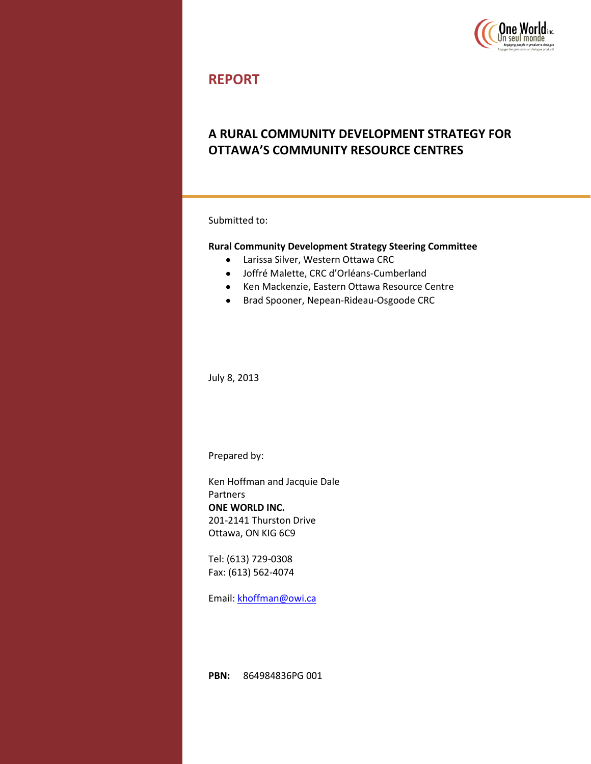## REPORT

# A RURAL COMMUNITY DEVELOPMENT STRATEGY FOR OTTAWA'S COMMUNITY RESOURCE CENTRES

Submitted to:

**Rural Community Development Strategy Steering Committee**

- Larissa Silver, Western Ottawa CRC
- Joffré Malette, CRC d'Orléans-Cumberland
- Ken Mackenzie, Eastern Ottawa Resource Centre
- Brad Spooner, Nepean-Rideau-Osgoode CRC

July 8, 2013

Prepared by:

Ken Hoffman and Jacquie Dale
Partners
**ONE WORLD INC.**
201-2141 Thurston Drive
Ottawa, ON KIG 6C9

Tel: (613) 729-0308
Fax: (613) 562-4074

Email: khoffman@owi.ca

**PBN:** 864984836PG 001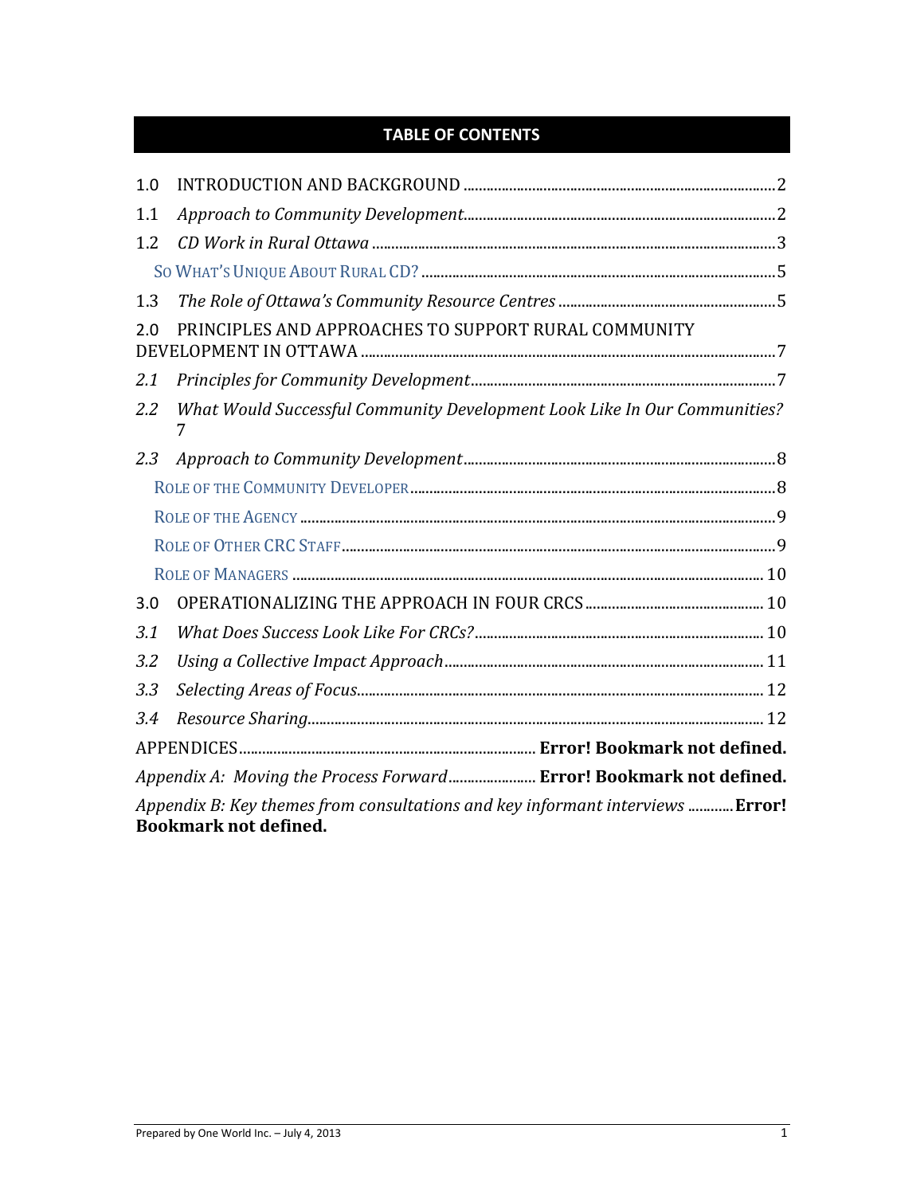## TABLE OF CONTENTS

1.0 INTRODUCTION AND BACKGROUND .................................................................................. 2

1.1 *Approach to Community Development*.................................................................................. 2

1.2 *CD Work in Rural Ottawa* ........................................................................................................ 3

SO WHAT'S UNIQUE ABOUT RURAL CD? ........................................................................................... 5

1.3 *The Role of Ottawa's Community Resource Centres* ......................................................... 5

2.0 PRINCIPLES AND APPROACHES TO SUPPORT RURAL COMMUNITY DEVELOPMENT IN OTTAWA ............................................................................................................ 7

*2.1 Principles for Community Development*............................................................................... 7

*2.2 What Would Successful Community Development Look Like In Our Communities?* 7

*2.3 Approach to Community Development*................................................................................. 8

ROLE OF THE COMMUNITY DEVELOPER.............................................................................................. 8

ROLE OF THE AGENCY .......................................................................................................................... 9

ROLE OF OTHER CRC STAFF.................................................................................................................. 9

ROLE OF MANAGERS .......................................................................................................................... 10

3.0 OPERATIONALIZING THE APPROACH IN FOUR CRCS .............................................. 10

*3.1 What Does Success Look Like For CRCs?*.......................................................................... 10

*3.2 Using a Collective Impact Approach*................................................................................... 11

*3.3 Selecting Areas of Focus*......................................................................................................... 12

*3.4 Resource Sharing*...................................................................................................................... 12

APPENDICES............................................................................ **Error! Bookmark not defined.**

*Appendix A: Moving the Process Forward*...................... **Error! Bookmark not defined.**

*Appendix B: Key themes from consultations and key informant interviews* ............ **Error! Bookmark not defined.**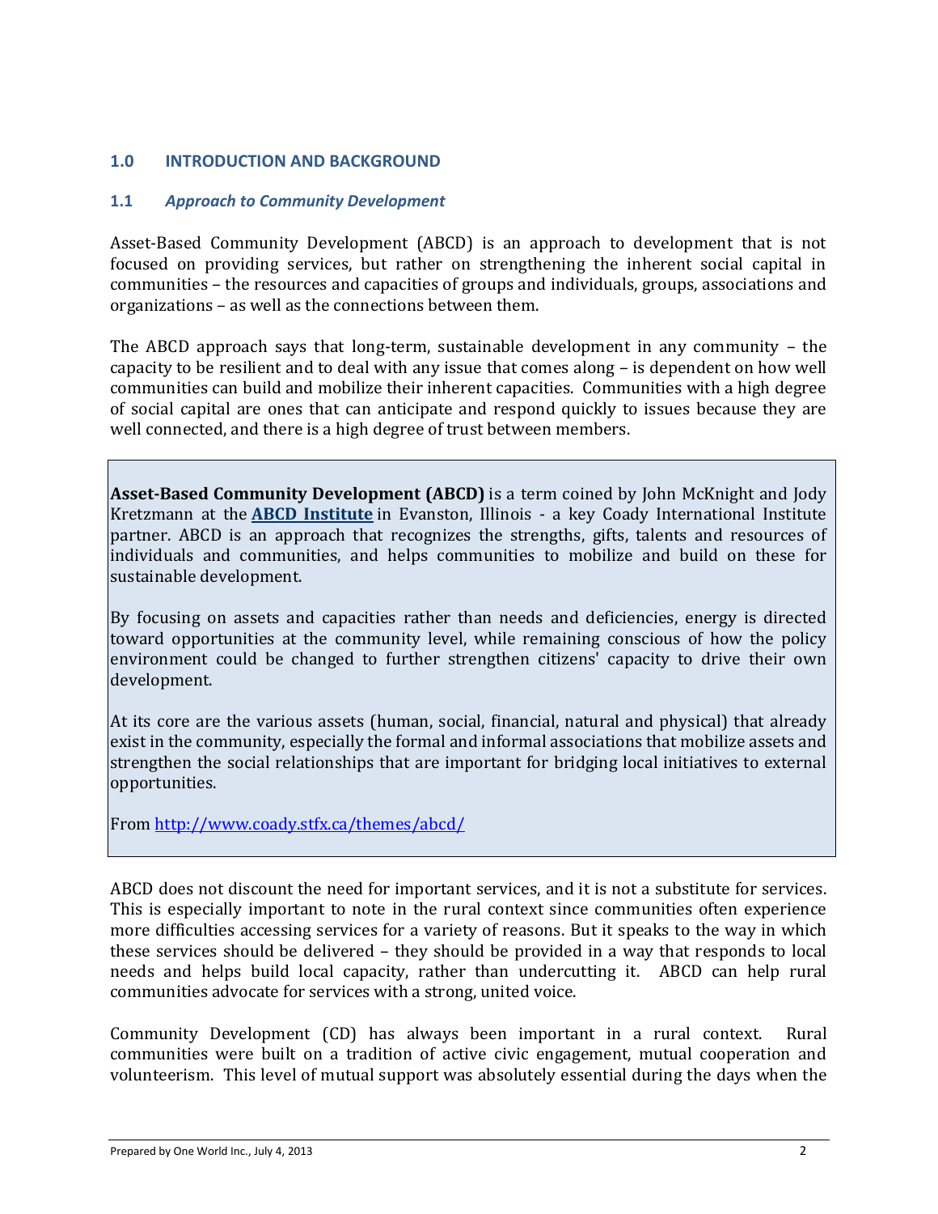## 1.0 INTRODUCTION AND BACKGROUND

### 1.1 *Approach to Community Development*

Asset-Based Community Development (ABCD) is an approach to development that is not focused on providing services, but rather on strengthening the inherent social capital in communities – the resources and capacities of groups and individuals, groups, associations and organizations – as well as the connections between them.

The ABCD approach says that long-term, sustainable development in any community – the capacity to be resilient and to deal with any issue that comes along – is dependent on how well communities can build and mobilize their inherent capacities. Communities with a high degree of social capital are ones that can anticipate and respond quickly to issues because they are well connected, and there is a high degree of trust between members.

> **Asset-Based Community Development (ABCD)** is a term coined by John McKnight and Jody Kretzmann at the **ABCD Institute** in Evanston, Illinois - a key Coady International Institute partner. ABCD is an approach that recognizes the strengths, gifts, talents and resources of individuals and communities, and helps communities to mobilize and build on these for sustainable development.
>
> By focusing on assets and capacities rather than needs and deficiencies, energy is directed toward opportunities at the community level, while remaining conscious of how the policy environment could be changed to further strengthen citizens' capacity to drive their own development.
>
> At its core are the various assets (human, social, financial, natural and physical) that already exist in the community, especially the formal and informal associations that mobilize assets and strengthen the social relationships that are important for bridging local initiatives to external opportunities.
>
> From http://www.coady.stfx.ca/themes/abcd/

ABCD does not discount the need for important services, and it is not a substitute for services. This is especially important to note in the rural context since communities often experience more difficulties accessing services for a variety of reasons. But it speaks to the way in which these services should be delivered – they should be provided in a way that responds to local needs and helps build local capacity, rather than undercutting it. ABCD can help rural communities advocate for services with a strong, united voice.

Community Development (CD) has always been important in a rural context. Rural communities were built on a tradition of active civic engagement, mutual cooperation and volunteerism. This level of mutual support was absolutely essential during the days when the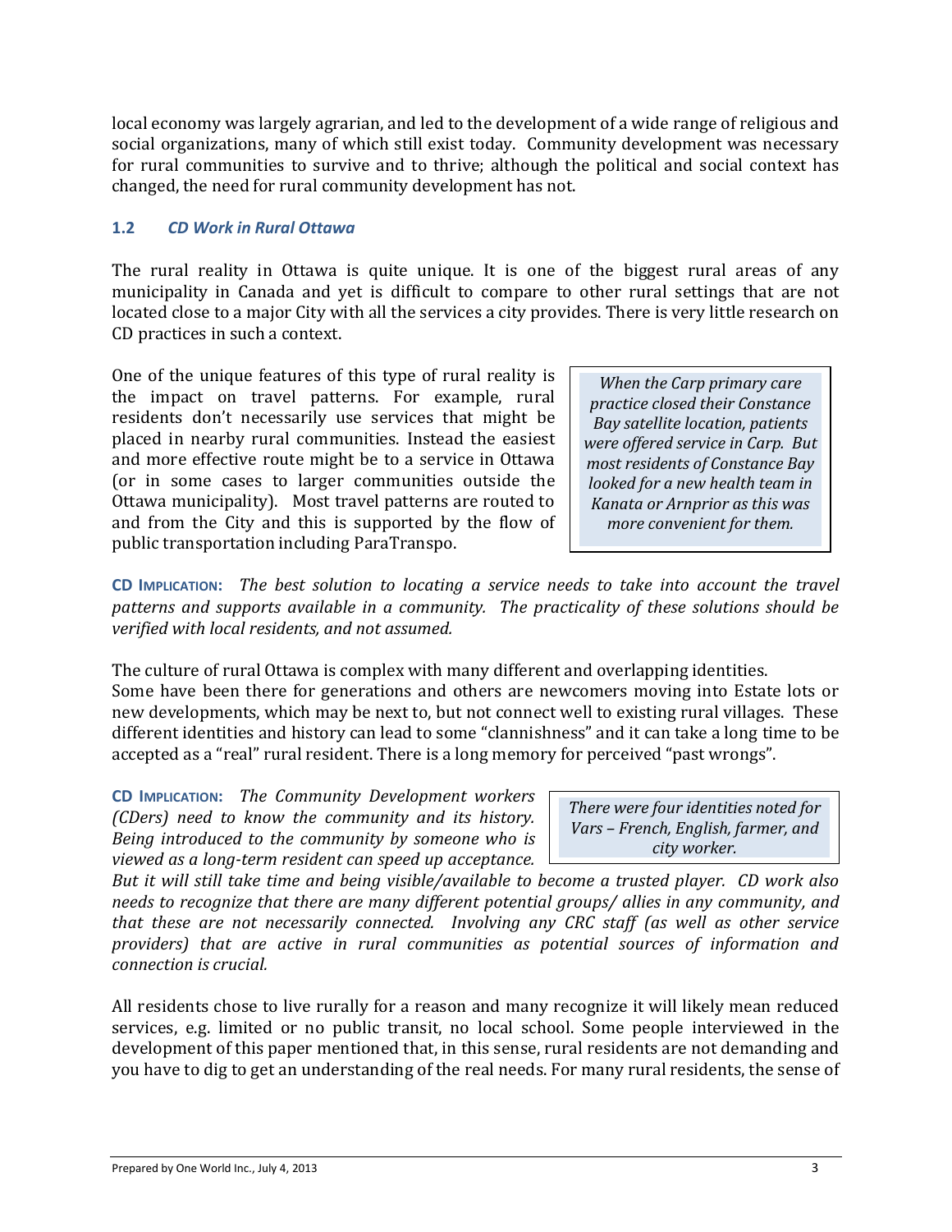local economy was largely agrarian, and led to the development of a wide range of religious and social organizations, many of which still exist today. Community development was necessary for rural communities to survive and to thrive; although the political and social context has changed, the need for rural community development has not.

### 1.2 *CD Work in Rural Ottawa*

The rural reality in Ottawa is quite unique. It is one of the biggest rural areas of any municipality in Canada and yet is difficult to compare to other rural settings that are not located close to a major City with all the services a city provides. There is very little research on CD practices in such a context.

One of the unique features of this type of rural reality is the impact on travel patterns. For example, rural residents don't necessarily use services that might be placed in nearby rural communities. Instead the easiest and more effective route might be to a service in Ottawa (or in some cases to larger communities outside the Ottawa municipality). Most travel patterns are routed to and from the City and this is supported by the flow of public transportation including ParaTranspo.

> *When the Carp primary care practice closed their Constance Bay satellite location, patients were offered service in Carp. But most residents of Constance Bay looked for a new health team in Kanata or Arnprior as this was more convenient for them.*

**CD IMPLICATION:** *The best solution to locating a service needs to take into account the travel patterns and supports available in a community. The practicality of these solutions should be verified with local residents, and not assumed.*

The culture of rural Ottawa is complex with many different and overlapping identities. Some have been there for generations and others are newcomers moving into Estate lots or new developments, which may be next to, but not connect well to existing rural villages. These different identities and history can lead to some "clannishness" and it can take a long time to be accepted as a "real" rural resident. There is a long memory for perceived "past wrongs".

> *There were four identities noted for Vars – French, English, farmer, and city worker.*

**CD IMPLICATION:** *The Community Development workers (CDers) need to know the community and its history. Being introduced to the community by someone who is viewed as a long-term resident can speed up acceptance. But it will still take time and being visible/available to become a trusted player. CD work also needs to recognize that there are many different potential groups/ allies in any community, and that these are not necessarily connected. Involving any CRC staff (as well as other service providers) that are active in rural communities as potential sources of information and connection is crucial.*

All residents chose to live rurally for a reason and many recognize it will likely mean reduced services, e.g. limited or no public transit, no local school. Some people interviewed in the development of this paper mentioned that, in this sense, rural residents are not demanding and you have to dig to get an understanding of the real needs. For many rural residents, the sense of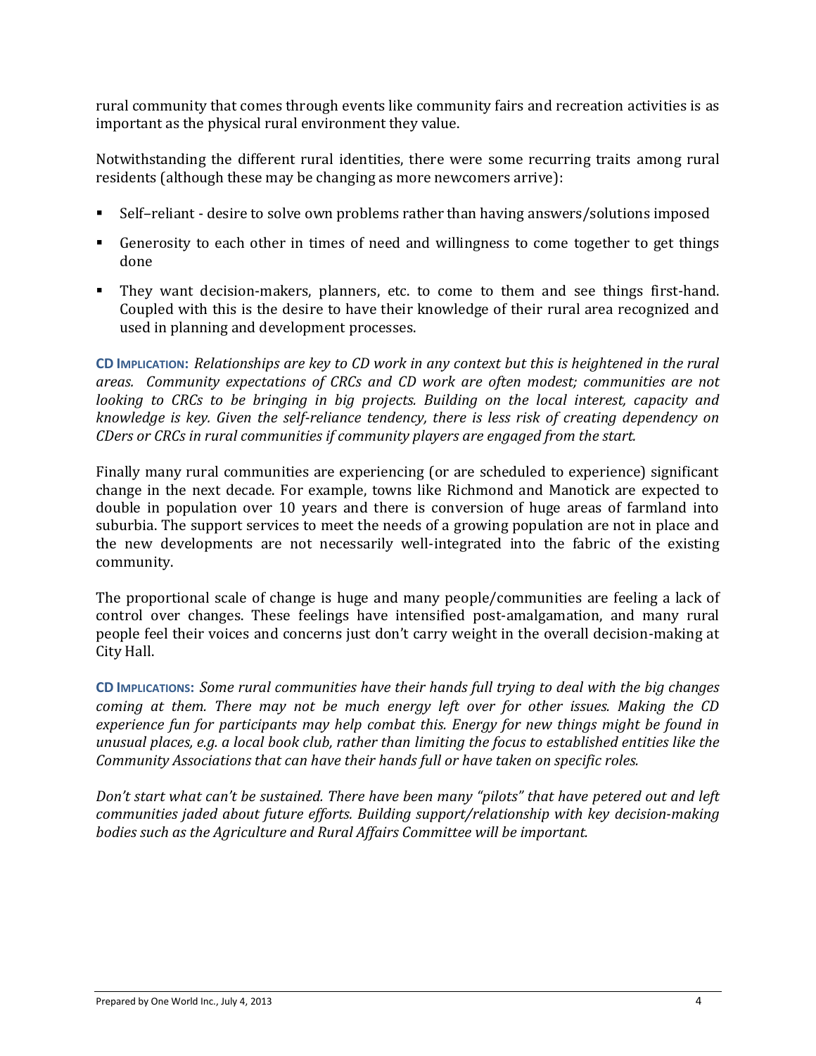rural community that comes through events like community fairs and recreation activities is as important as the physical rural environment they value.

Notwithstanding the different rural identities, there were some recurring traits among rural residents (although these may be changing as more newcomers arrive):

- Self–reliant - desire to solve own problems rather than having answers/solutions imposed
- Generosity to each other in times of need and willingness to come together to get things done
- They want decision-makers, planners, etc. to come to them and see things first-hand. Coupled with this is the desire to have their knowledge of their rural area recognized and used in planning and development processes.

**CD IMPLICATION:** *Relationships are key to CD work in any context but this is heightened in the rural areas. Community expectations of CRCs and CD work are often modest; communities are not looking to CRCs to be bringing in big projects. Building on the local interest, capacity and knowledge is key. Given the self-reliance tendency, there is less risk of creating dependency on CDers or CRCs in rural communities if community players are engaged from the start.*

Finally many rural communities are experiencing (or are scheduled to experience) significant change in the next decade. For example, towns like Richmond and Manotick are expected to double in population over 10 years and there is conversion of huge areas of farmland into suburbia. The support services to meet the needs of a growing population are not in place and the new developments are not necessarily well-integrated into the fabric of the existing community.

The proportional scale of change is huge and many people/communities are feeling a lack of control over changes. These feelings have intensified post-amalgamation, and many rural people feel their voices and concerns just don't carry weight in the overall decision-making at City Hall.

**CD IMPLICATIONS:** *Some rural communities have their hands full trying to deal with the big changes coming at them. There may not be much energy left over for other issues. Making the CD experience fun for participants may help combat this. Energy for new things might be found in unusual places, e.g. a local book club, rather than limiting the focus to established entities like the Community Associations that can have their hands full or have taken on specific roles.*

*Don't start what can't be sustained. There have been many "pilots" that have petered out and left communities jaded about future efforts. Building support/relationship with key decision-making bodies such as the Agriculture and Rural Affairs Committee will be important.*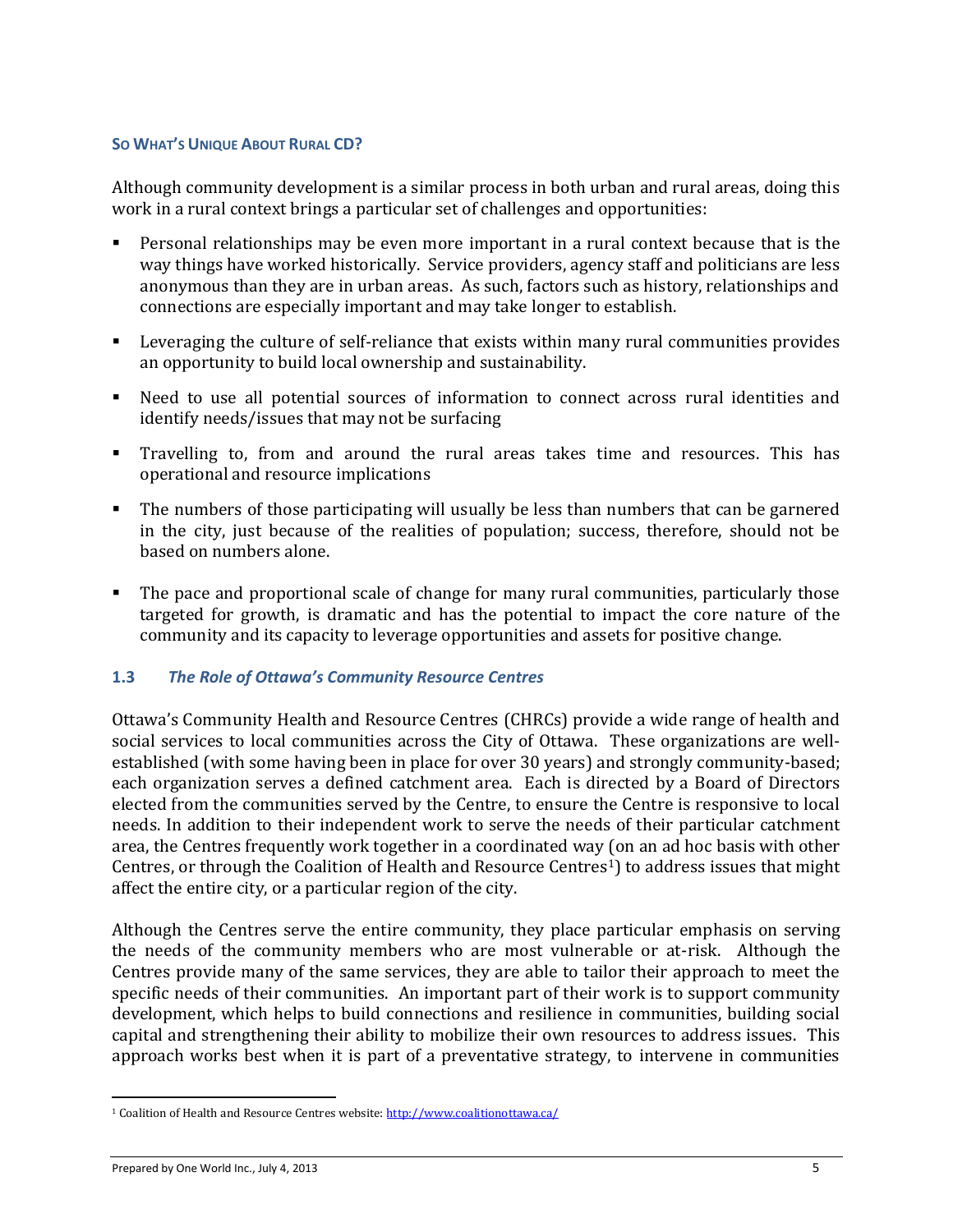#### So What's Unique About Rural CD?

Although community development is a similar process in both urban and rural areas, doing this work in a rural context brings a particular set of challenges and opportunities:

- Personal relationships may be even more important in a rural context because that is the way things have worked historically. Service providers, agency staff and politicians are less anonymous than they are in urban areas. As such, factors such as history, relationships and connections are especially important and may take longer to establish.
- Leveraging the culture of self-reliance that exists within many rural communities provides an opportunity to build local ownership and sustainability.
- Need to use all potential sources of information to connect across rural identities and identify needs/issues that may not be surfacing
- Travelling to, from and around the rural areas takes time and resources. This has operational and resource implications
- The numbers of those participating will usually be less than numbers that can be garnered in the city, just because of the realities of population; success, therefore, should not be based on numbers alone.
- The pace and proportional scale of change for many rural communities, particularly those targeted for growth, is dramatic and has the potential to impact the core nature of the community and its capacity to leverage opportunities and assets for positive change.

### 1.3 *The Role of Ottawa's Community Resource Centres*

Ottawa's Community Health and Resource Centres (CHRCs) provide a wide range of health and social services to local communities across the City of Ottawa. These organizations are well-established (with some having been in place for over 30 years) and strongly community-based; each organization serves a defined catchment area. Each is directed by a Board of Directors elected from the communities served by the Centre, to ensure the Centre is responsive to local needs. In addition to their independent work to serve the needs of their particular catchment area, the Centres frequently work together in a coordinated way (on an ad hoc basis with other Centres, or through the Coalition of Health and Resource Centres[1]) to address issues that might affect the entire city, or a particular region of the city.

Although the Centres serve the entire community, they place particular emphasis on serving the needs of the community members who are most vulnerable or at-risk. Although the Centres provide many of the same services, they are able to tailor their approach to meet the specific needs of their communities. An important part of their work is to support community development, which helps to build connections and resilience in communities, building social capital and strengthening their ability to mobilize their own resources to address issues. This approach works best when it is part of a preventative strategy, to intervene in communities

[1] Coalition of Health and Resource Centres website: http://www.coalitionottawa.ca/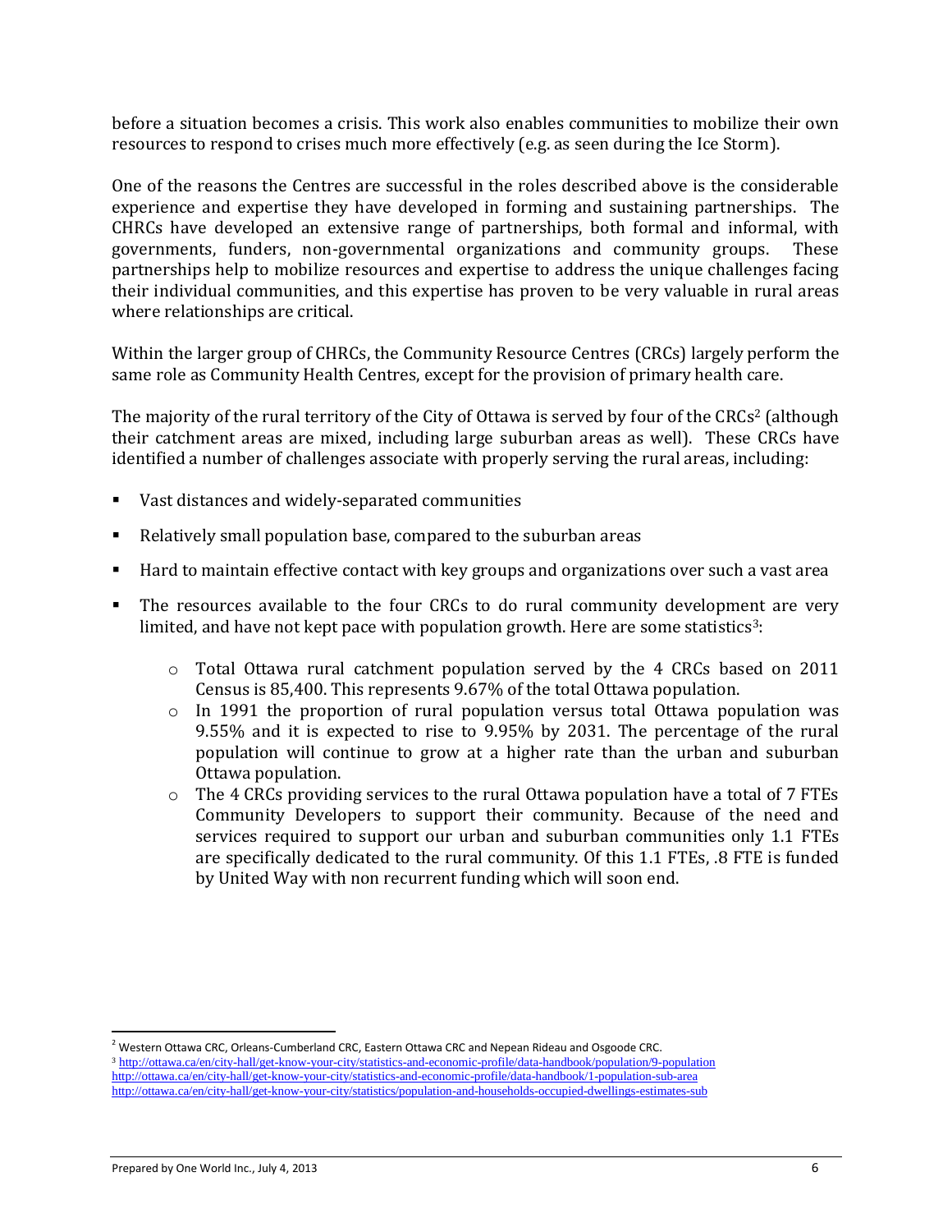before a situation becomes a crisis. This work also enables communities to mobilize their own resources to respond to crises much more effectively (e.g. as seen during the Ice Storm).

One of the reasons the Centres are successful in the roles described above is the considerable experience and expertise they have developed in forming and sustaining partnerships. The CHRCs have developed an extensive range of partnerships, both formal and informal, with governments, funders, non-governmental organizations and community groups. These partnerships help to mobilize resources and expertise to address the unique challenges facing their individual communities, and this expertise has proven to be very valuable in rural areas where relationships are critical.

Within the larger group of CHRCs, the Community Resource Centres (CRCs) largely perform the same role as Community Health Centres, except for the provision of primary health care.

The majority of the rural territory of the City of Ottawa is served by four of the CRCs[2] (although their catchment areas are mixed, including large suburban areas as well). These CRCs have identified a number of challenges associate with properly serving the rural areas, including:

- Vast distances and widely-separated communities
- Relatively small population base, compared to the suburban areas
- Hard to maintain effective contact with key groups and organizations over such a vast area
- The resources available to the four CRCs to do rural community development are very limited, and have not kept pace with population growth. Here are some statistics[3]:
    - Total Ottawa rural catchment population served by the 4 CRCs based on 2011 Census is 85,400. This represents 9.67% of the total Ottawa population.
    - In 1991 the proportion of rural population versus total Ottawa population was 9.55% and it is expected to rise to 9.95% by 2031. The percentage of the rural population will continue to grow at a higher rate than the urban and suburban Ottawa population.
    - The 4 CRCs providing services to the rural Ottawa population have a total of 7 FTEs Community Developers to support their community. Because of the need and services required to support our urban and suburban communities only 1.1 FTEs are specifically dedicated to the rural community. Of this 1.1 FTEs, .8 FTE is funded by United Way with non recurrent funding which will soon end.

---

[2] Western Ottawa CRC, Orleans-Cumberland CRC, Eastern Ottawa CRC and Nepean Rideau and Osgoode CRC.

[3] http://ottawa.ca/en/city-hall/get-know-your-city/statistics-and-economic-profile/data-handbook/population/9-population
http://ottawa.ca/en/city-hall/get-know-your-city/statistics-and-economic-profile/data-handbook/1-population-sub-area
http://ottawa.ca/en/city-hall/get-know-your-city/statistics/population-and-households-occupied-dwellings-estimates-sub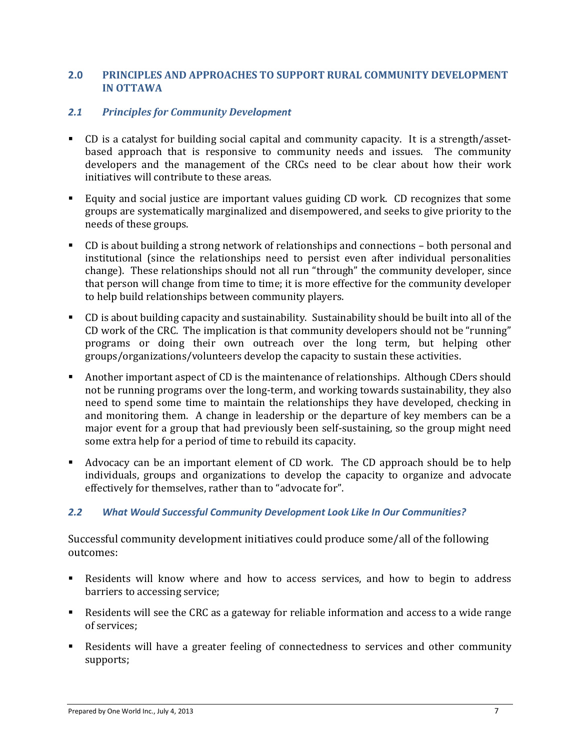## 2.0 PRINCIPLES AND APPROACHES TO SUPPORT RURAL COMMUNITY DEVELOPMENT IN OTTAWA

### *2.1 Principles for Community Development*

- CD is a catalyst for building social capital and community capacity. It is a strength/asset-based approach that is responsive to community needs and issues. The community developers and the management of the CRCs need to be clear about how their work initiatives will contribute to these areas.
- Equity and social justice are important values guiding CD work. CD recognizes that some groups are systematically marginalized and disempowered, and seeks to give priority to the needs of these groups.
- CD is about building a strong network of relationships and connections – both personal and institutional (since the relationships need to persist even after individual personalities change). These relationships should not all run "through" the community developer, since that person will change from time to time; it is more effective for the community developer to help build relationships between community players.
- CD is about building capacity and sustainability. Sustainability should be built into all of the CD work of the CRC. The implication is that community developers should not be "running" programs or doing their own outreach over the long term, but helping other groups/organizations/volunteers develop the capacity to sustain these activities.
- Another important aspect of CD is the maintenance of relationships. Although CDers should not be running programs over the long-term, and working towards sustainability, they also need to spend some time to maintain the relationships they have developed, checking in and monitoring them. A change in leadership or the departure of key members can be a major event for a group that had previously been self-sustaining, so the group might need some extra help for a period of time to rebuild its capacity.
- Advocacy can be an important element of CD work. The CD approach should be to help individuals, groups and organizations to develop the capacity to organize and advocate effectively for themselves, rather than to "advocate for".

### *2.2 What Would Successful Community Development Look Like In Our Communities?*

Successful community development initiatives could produce some/all of the following outcomes:

- Residents will know where and how to access services, and how to begin to address barriers to accessing service;
- Residents will see the CRC as a gateway for reliable information and access to a wide range of services;
- Residents will have a greater feeling of connectedness to services and other community supports;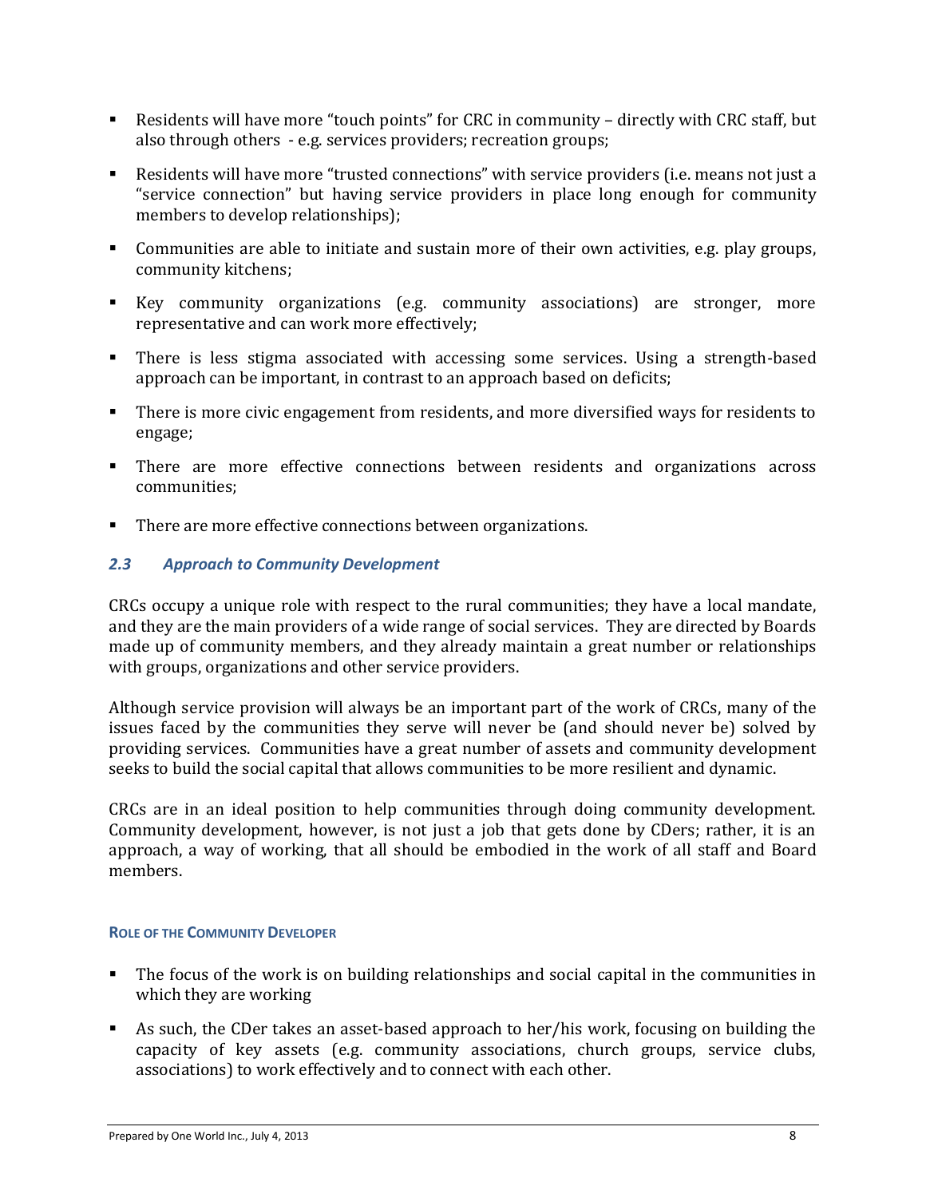- Residents will have more "touch points" for CRC in community – directly with CRC staff, but also through others - e.g. services providers; recreation groups;
- Residents will have more "trusted connections" with service providers (i.e. means not just a "service connection" but having service providers in place long enough for community members to develop relationships);
- Communities are able to initiate and sustain more of their own activities, e.g. play groups, community kitchens;
- Key community organizations (e.g. community associations) are stronger, more representative and can work more effectively;
- There is less stigma associated with accessing some services. Using a strength-based approach can be important, in contrast to an approach based on deficits;
- There is more civic engagement from residents, and more diversified ways for residents to engage;
- There are more effective connections between residents and organizations across communities;
- There are more effective connections between organizations.

### *2.3 Approach to Community Development*

CRCs occupy a unique role with respect to the rural communities; they have a local mandate, and they are the main providers of a wide range of social services. They are directed by Boards made up of community members, and they already maintain a great number or relationships with groups, organizations and other service providers.

Although service provision will always be an important part of the work of CRCs, many of the issues faced by the communities they serve will never be (and should never be) solved by providing services. Communities have a great number of assets and community development seeks to build the social capital that allows communities to be more resilient and dynamic.

CRCs are in an ideal position to help communities through doing community development. Community development, however, is not just a job that gets done by CDers; rather, it is an approach, a way of working, that all should be embodied in the work of all staff and Board members.

#### ROLE OF THE COMMUNITY DEVELOPER

- The focus of the work is on building relationships and social capital in the communities in which they are working
- As such, the CDer takes an asset-based approach to her/his work, focusing on building the capacity of key assets (e.g. community associations, church groups, service clubs, associations) to work effectively and to connect with each other.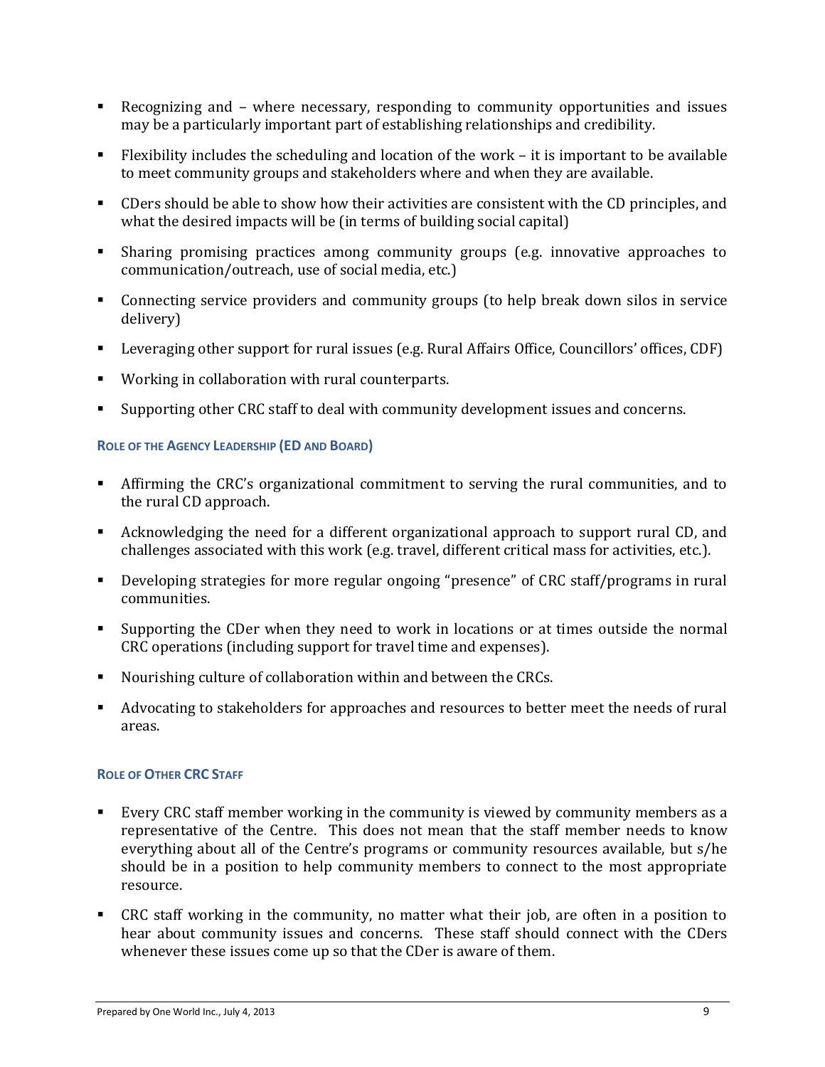- Recognizing and – where necessary, responding to community opportunities and issues may be a particularly important part of establishing relationships and credibility.
- Flexibility includes the scheduling and location of the work – it is important to be available to meet community groups and stakeholders where and when they are available.
- CDers should be able to show how their activities are consistent with the CD principles, and what the desired impacts will be (in terms of building social capital)
- Sharing promising practices among community groups (e.g. innovative approaches to communication/outreach, use of social media, etc.)
- Connecting service providers and community groups (to help break down silos in service delivery)
- Leveraging other support for rural issues (e.g. Rural Affairs Office, Councillors' offices, CDF)
- Working in collaboration with rural counterparts.
- Supporting other CRC staff to deal with community development issues and concerns.

#### Role of the Agency Leadership (ED and Board)

- Affirming the CRC's organizational commitment to serving the rural communities, and to the rural CD approach.
- Acknowledging the need for a different organizational approach to support rural CD, and challenges associated with this work (e.g. travel, different critical mass for activities, etc.).
- Developing strategies for more regular ongoing "presence" of CRC staff/programs in rural communities.
- Supporting the CDer when they need to work in locations or at times outside the normal CRC operations (including support for travel time and expenses).
- Nourishing culture of collaboration within and between the CRCs.
- Advocating to stakeholders for approaches and resources to better meet the needs of rural areas.

#### Role of Other CRC Staff

- Every CRC staff member working in the community is viewed by community members as a representative of the Centre. This does not mean that the staff member needs to know everything about all of the Centre's programs or community resources available, but s/he should be in a position to help community members to connect to the most appropriate resource.
- CRC staff working in the community, no matter what their job, are often in a position to hear about community issues and concerns. These staff should connect with the CDers whenever these issues come up so that the CDer is aware of them.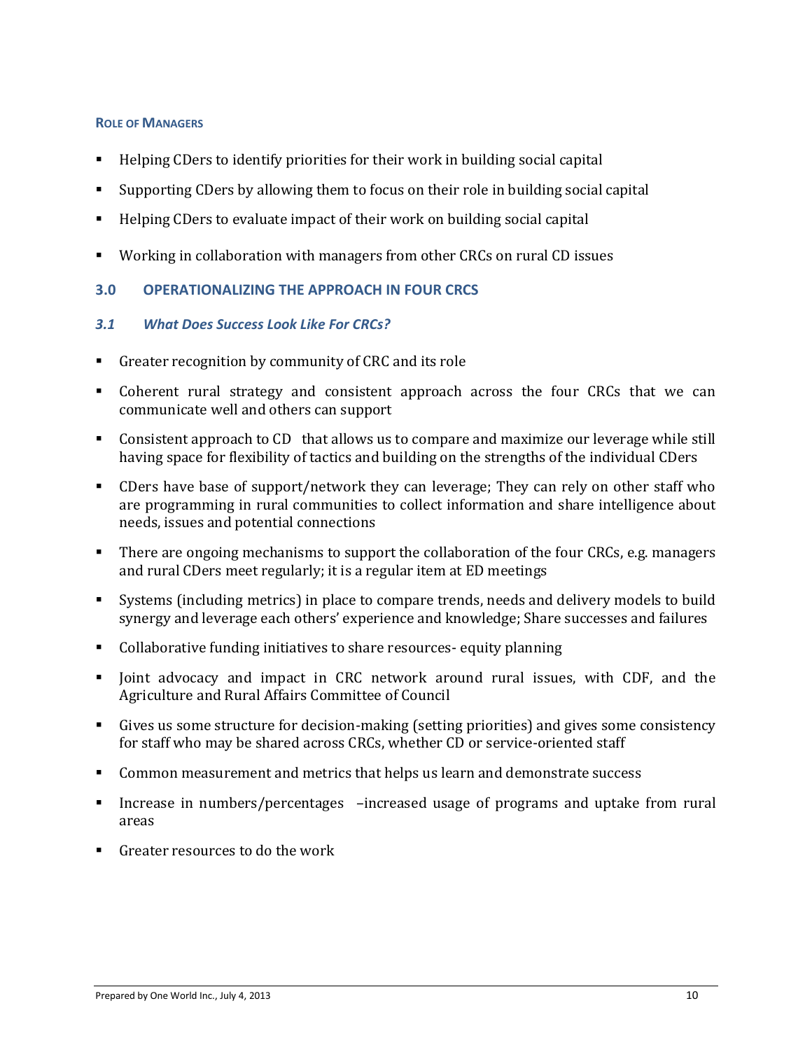#### ROLE OF MANAGERS

- Helping CDers to identify priorities for their work in building social capital
- Supporting CDers by allowing them to focus on their role in building social capital
- Helping CDers to evaluate impact of their work on building social capital
- Working in collaboration with managers from other CRCs on rural CD issues

## 3.0 OPERATIONALIZING THE APPROACH IN FOUR CRCS

### *3.1 What Does Success Look Like For CRCs?*

- Greater recognition by community of CRC and its role
- Coherent rural strategy and consistent approach across the four CRCs that we can communicate well and others can support
- Consistent approach to CD that allows us to compare and maximize our leverage while still having space for flexibility of tactics and building on the strengths of the individual CDers
- CDers have base of support/network they can leverage; They can rely on other staff who are programming in rural communities to collect information and share intelligence about needs, issues and potential connections
- There are ongoing mechanisms to support the collaboration of the four CRCs, e.g. managers and rural CDers meet regularly; it is a regular item at ED meetings
- Systems (including metrics) in place to compare trends, needs and delivery models to build synergy and leverage each others' experience and knowledge; Share successes and failures
- Collaborative funding initiatives to share resources- equity planning
- Joint advocacy and impact in CRC network around rural issues, with CDF, and the Agriculture and Rural Affairs Committee of Council
- Gives us some structure for decision-making (setting priorities) and gives some consistency for staff who may be shared across CRCs, whether CD or service-oriented staff
- Common measurement and metrics that helps us learn and demonstrate success
- Increase in numbers/percentages –increased usage of programs and uptake from rural areas
- Greater resources to do the work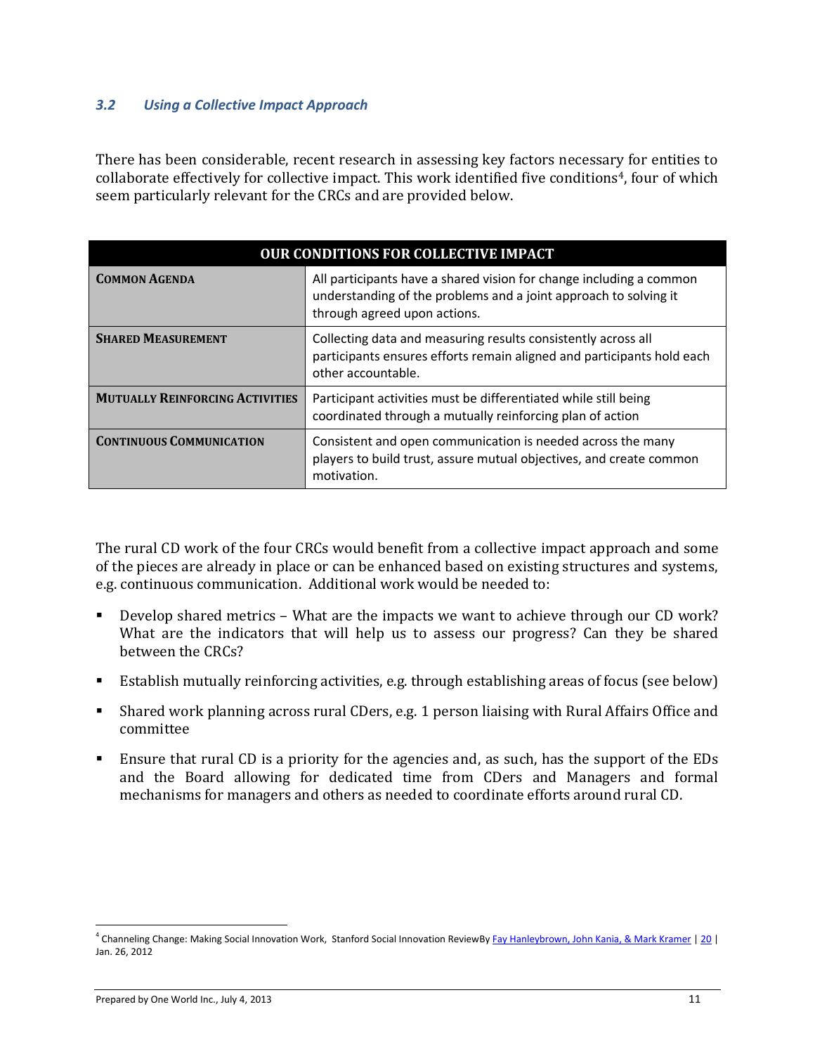### *3.2 Using a Collective Impact Approach*

There has been considerable, recent research in assessing key factors necessary for entities to collaborate effectively for collective impact. This work identified five conditions[4], four of which seem particularly relevant for the CRCs and are provided below.

| OUR CONDITIONS FOR COLLECTIVE IMPACT | |
|---|---|
| **COMMON AGENDA** | All participants have a shared vision for change including a common understanding of the problems and a joint approach to solving it through agreed upon actions. |
| **SHARED MEASUREMENT** | Collecting data and measuring results consistently across all participants ensures efforts remain aligned and participants hold each other accountable. |
| **MUTUALLY REINFORCING ACTIVITIES** | Participant activities must be differentiated while still being coordinated through a mutually reinforcing plan of action |
| **CONTINUOUS COMMUNICATION** | Consistent and open communication is needed across the many players to build trust, assure mutual objectives, and create common motivation. |

The rural CD work of the four CRCs would benefit from a collective impact approach and some of the pieces are already in place or can be enhanced based on existing structures and systems, e.g. continuous communication. Additional work would be needed to:

- Develop shared metrics – What are the impacts we want to achieve through our CD work? What are the indicators that will help us to assess our progress? Can they be shared between the CRCs?
- Establish mutually reinforcing activities, e.g. through establishing areas of focus (see below)
- Shared work planning across rural CDers, e.g. 1 person liaising with Rural Affairs Office and committee
- Ensure that rural CD is a priority for the agencies and, as such, has the support of the EDs and the Board allowing for dedicated time from CDers and Managers and formal mechanisms for managers and others as needed to coordinate efforts around rural CD.

---

[4] Channeling Change: Making Social Innovation Work, Stanford Social Innovation ReviewBy Fay Hanleybrown, John Kania, & Mark Kramer | 20 | Jan. 26, 2012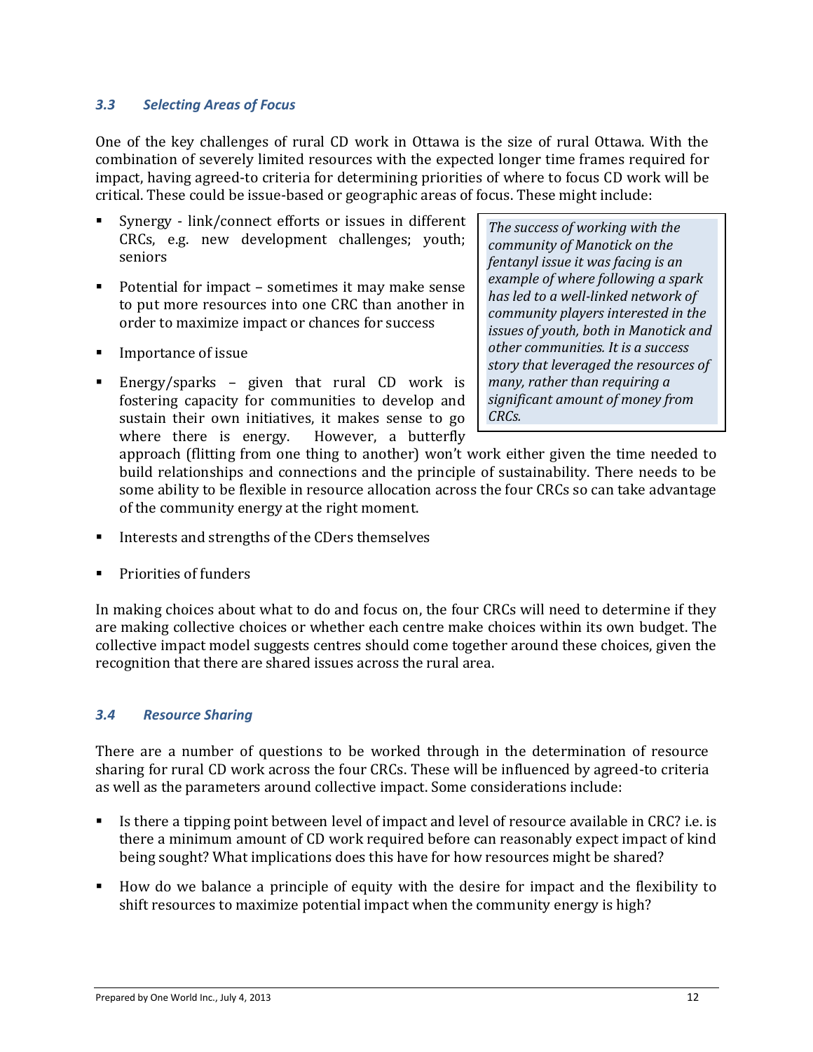### *3.3 Selecting Areas of Focus*

One of the key challenges of rural CD work in Ottawa is the size of rural Ottawa. With the combination of severely limited resources with the expected longer time frames required for impact, having agreed-to criteria for determining priorities of where to focus CD work will be critical. These could be issue-based or geographic areas of focus. These might include:

- Synergy - link/connect efforts or issues in different CRCs, e.g. new development challenges; youth; seniors
- Potential for impact – sometimes it may make sense to put more resources into one CRC than another in order to maximize impact or chances for success
- Importance of issue
- Energy/sparks – given that rural CD work is fostering capacity for communities to develop and sustain their own initiatives, it makes sense to go where there is energy. However, a butterfly approach (flitting from one thing to another) won't work either given the time needed to build relationships and connections and the principle of sustainability. There needs to be some ability to be flexible in resource allocation across the four CRCs so can take advantage of the community energy at the right moment.
- Interests and strengths of the CDers themselves
- Priorities of funders

> *The success of working with the community of Manotick on the fentanyl issue it was facing is an example of where following a spark has led to a well-linked network of community players interested in the issues of youth, both in Manotick and other communities. It is a success story that leveraged the resources of many, rather than requiring a significant amount of money from CRCs.*

In making choices about what to do and focus on, the four CRCs will need to determine if they are making collective choices or whether each centre make choices within its own budget. The collective impact model suggests centres should come together around these choices, given the recognition that there are shared issues across the rural area.

### *3.4 Resource Sharing*

There are a number of questions to be worked through in the determination of resource sharing for rural CD work across the four CRCs. These will be influenced by agreed-to criteria as well as the parameters around collective impact. Some considerations include:

- Is there a tipping point between level of impact and level of resource available in CRC? i.e. is there a minimum amount of CD work required before can reasonably expect impact of kind being sought? What implications does this have for how resources might be shared?
- How do we balance a principle of equity with the desire for impact and the flexibility to shift resources to maximize potential impact when the community energy is high?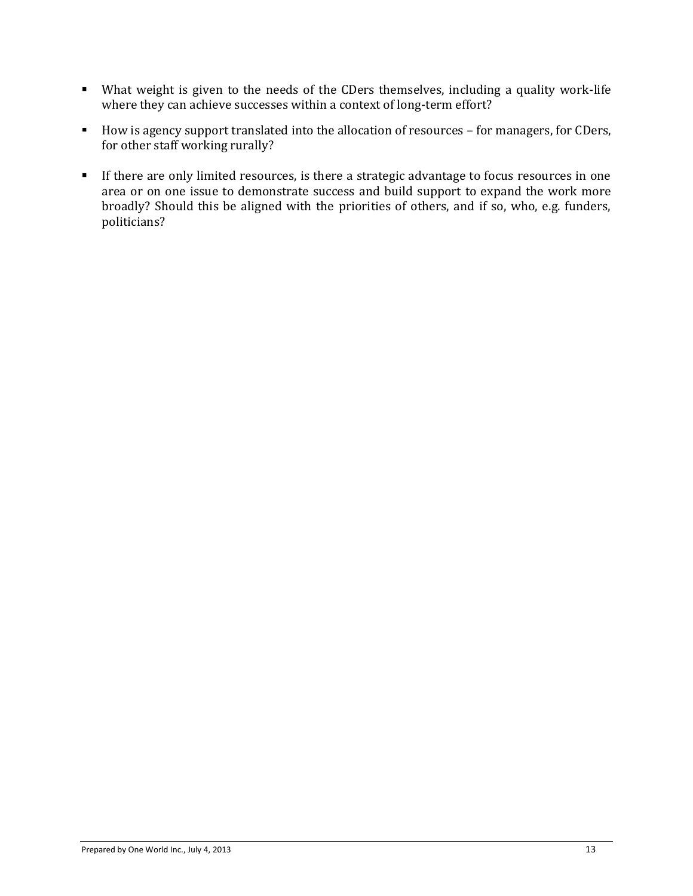- What weight is given to the needs of the CDers themselves, including a quality work-life where they can achieve successes within a context of long-term effort?
- How is agency support translated into the allocation of resources – for managers, for CDers, for other staff working rurally?
- If there are only limited resources, is there a strategic advantage to focus resources in one area or on one issue to demonstrate success and build support to expand the work more broadly? Should this be aligned with the priorities of others, and if so, who, e.g. funders, politicians?